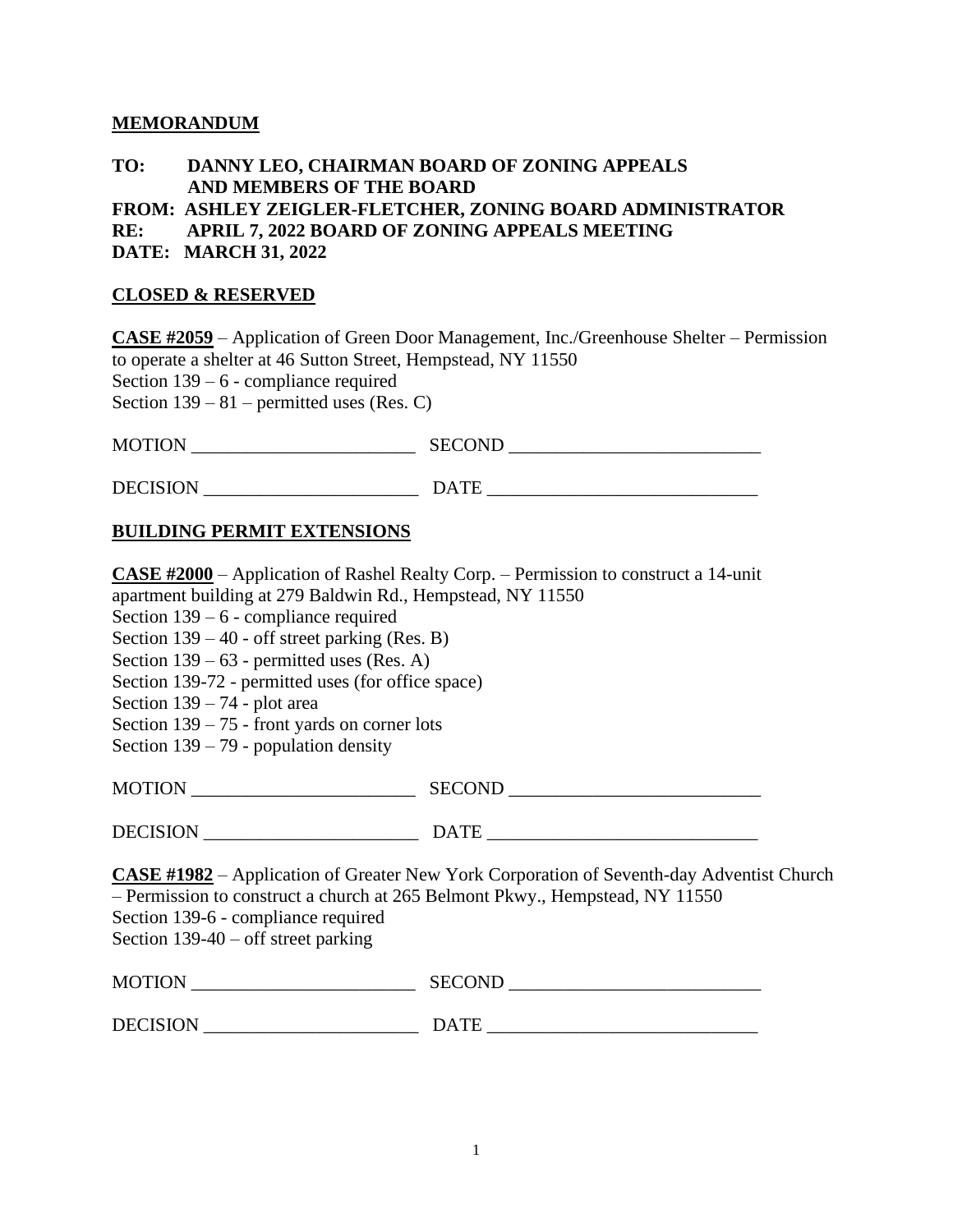**MEMORANDUM**

**TO: DANNY LEO, CHAIRMAN BOARD OF ZONING APPEALS**
**AND MEMBERS OF THE BOARD**
**FROM: ASHLEY ZEIGLER-FLETCHER, ZONING BOARD ADMINISTRATOR**
**RE: APRIL 7, 2022 BOARD OF ZONING APPEALS MEETING**
**DATE: MARCH 31, 2022**

**CLOSED & RESERVED**

**CASE #2059** – Application of Green Door Management, Inc./Greenhouse Shelter – Permission to operate a shelter at 46 Sutton Street, Hempstead, NY 11550
Section 139 – 6 - compliance required
Section 139 – 81 – permitted uses (Res. C)

MOTION ________________________ SECOND ___________________________

DECISION _______________________ DATE _____________________________

**BUILDING PERMIT EXTENSIONS**

**CASE #2000** – Application of Rashel Realty Corp. – Permission to construct a 14-unit apartment building at 279 Baldwin Rd., Hempstead, NY 11550
Section 139 – 6 - compliance required
Section 139 – 40 - off street parking (Res. B)
Section 139 – 63 - permitted uses (Res. A)
Section 139-72 - permitted uses (for office space)
Section 139 – 74 - plot area
Section 139 – 75 - front yards on corner lots
Section 139 – 79 - population density

MOTION ________________________ SECOND ___________________________

DECISION _______________________ DATE _____________________________

**CASE #1982** – Application of Greater New York Corporation of Seventh-day Adventist Church – Permission to construct a church at 265 Belmont Pkwy., Hempstead, NY 11550
Section 139-6 - compliance required
Section 139-40 – off street parking

MOTION ________________________ SECOND ___________________________

DECISION _______________________ DATE _____________________________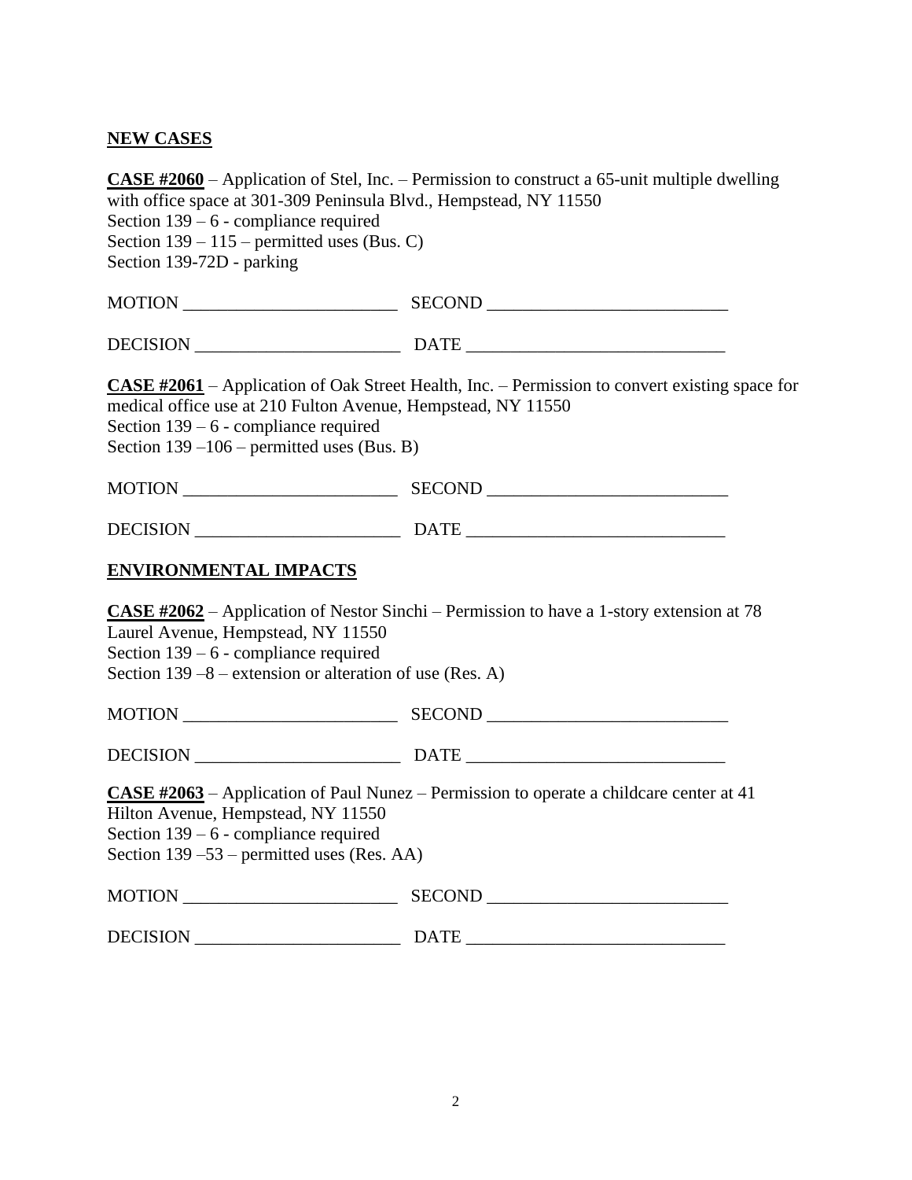## NEW CASES

**CASE #2060** – Application of Stel, Inc. – Permission to construct a 65-unit multiple dwelling with office space at 301-309 Peninsula Blvd., Hempstead, NY 11550
Section 139 – 6 - compliance required
Section 139 – 115 – permitted uses (Bus. C)
Section 139-72D - parking

MOTION ________________________ SECOND ___________________________

DECISION _______________________ DATE _____________________________

**CASE #2061** – Application of Oak Street Health, Inc. – Permission to convert existing space for medical office use at 210 Fulton Avenue, Hempstead, NY 11550
Section 139 – 6 - compliance required
Section 139 –106 – permitted uses (Bus. B)

MOTION ________________________ SECOND ___________________________

DECISION _______________________ DATE _____________________________

## ENVIRONMENTAL IMPACTS

**CASE #2062** – Application of Nestor Sinchi – Permission to have a 1-story extension at 78 Laurel Avenue, Hempstead, NY 11550
Section 139 – 6 - compliance required
Section 139 –8 – extension or alteration of use (Res. A)

MOTION ________________________ SECOND ___________________________

DECISION _______________________ DATE _____________________________

**CASE #2063** – Application of Paul Nunez – Permission to operate a childcare center at 41 Hilton Avenue, Hempstead, NY 11550
Section 139 – 6 - compliance required
Section 139 –53 – permitted uses (Res. AA)

MOTION ________________________ SECOND ___________________________

DECISION _______________________ DATE _____________________________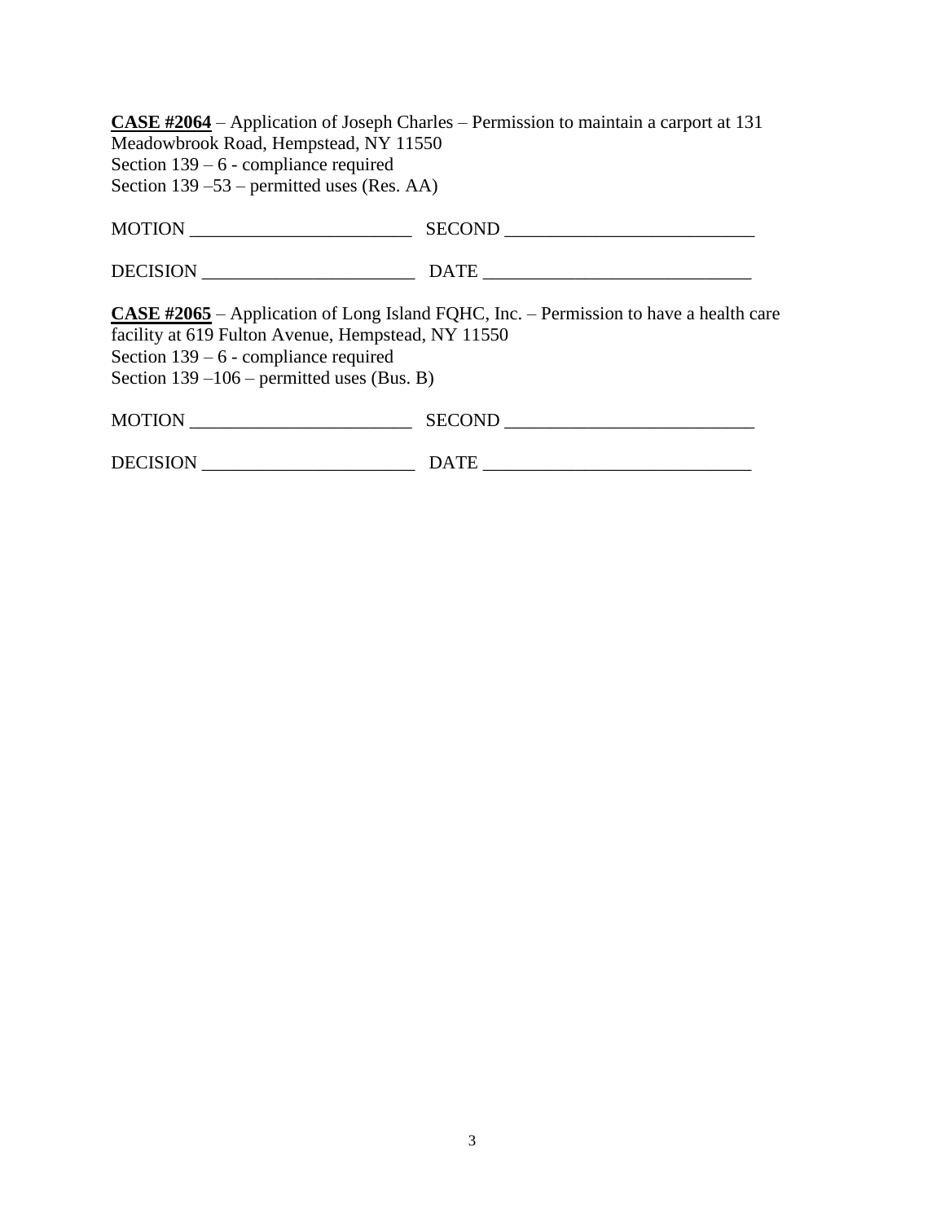**<u>CASE #2064</u>** – Application of Joseph Charles – Permission to maintain a carport at 131 Meadowbrook Road, Hempstead, NY 11550
Section 139 – 6 - compliance required
Section 139 –53 – permitted uses (Res. AA)

MOTION ________________________ SECOND __________________________

DECISION _______________________ DATE ____________________________

**<u>CASE #2065</u>** – Application of Long Island FQHC, Inc. – Permission to have a health care facility at 619 Fulton Avenue, Hempstead, NY 11550
Section 139 – 6 - compliance required
Section 139 –106 – permitted uses (Bus. B)

MOTION ________________________ SECOND __________________________

DECISION _______________________ DATE ____________________________